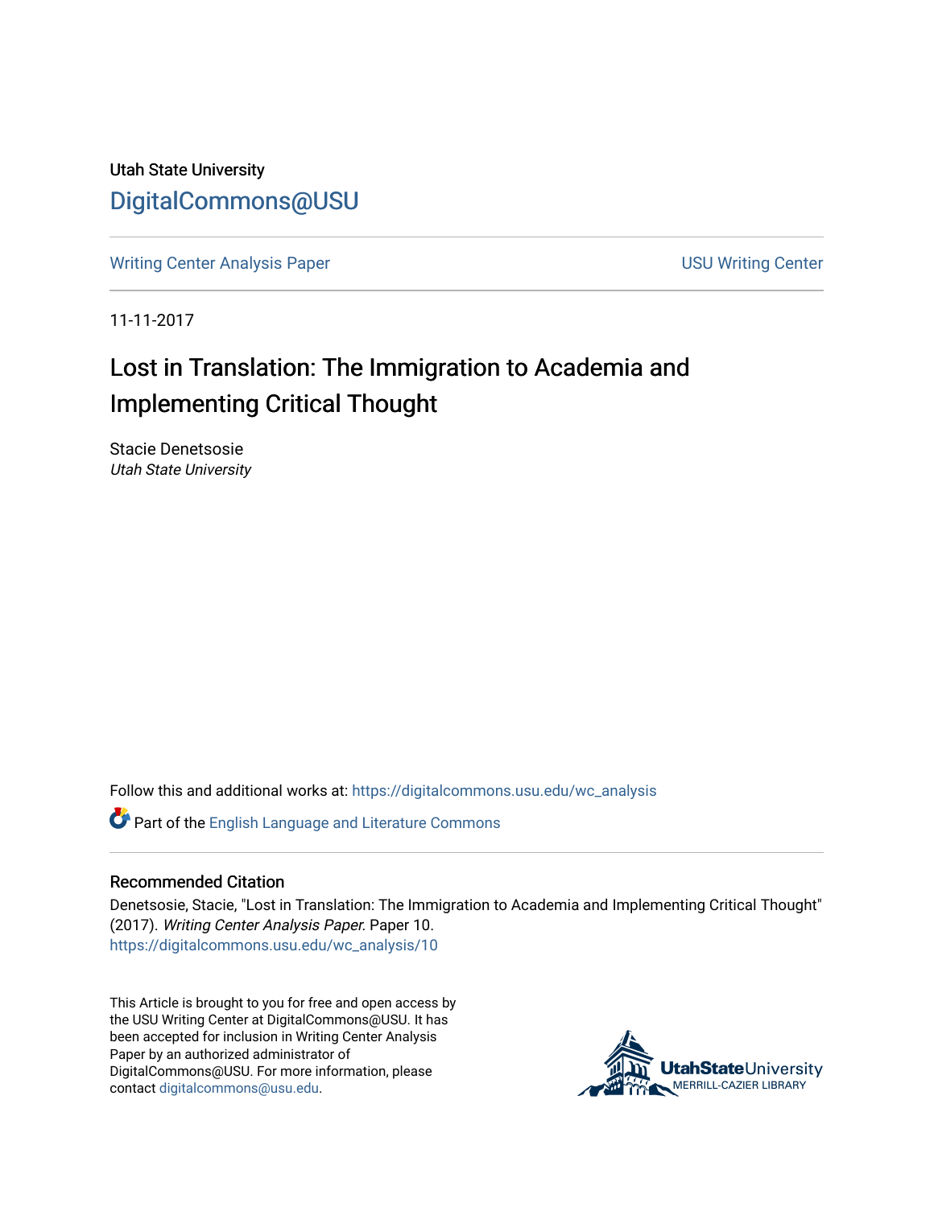Utah State University

DigitalCommons@USU

Writing Center Analysis Paper | USU Writing Center

11-11-2017

# Lost in Translation: The Immigration to Academia and Implementing Critical Thought

Stacie Denetsosie
*Utah State University*

Follow this and additional works at: https://digitalcommons.usu.edu/wc_analysis

Part of the English Language and Literature Commons

## Recommended Citation

Denetsosie, Stacie, "Lost in Translation: The Immigration to Academia and Implementing Critical Thought" (2017). *Writing Center Analysis Paper.* Paper 10.
https://digitalcommons.usu.edu/wc_analysis/10

This Article is brought to you for free and open access by the USU Writing Center at DigitalCommons@USU. It has been accepted for inclusion in Writing Center Analysis Paper by an authorized administrator of DigitalCommons@USU. For more information, please contact digitalcommons@usu.edu.

UtahStateUniversity
MERRILL-CAZIER LIBRARY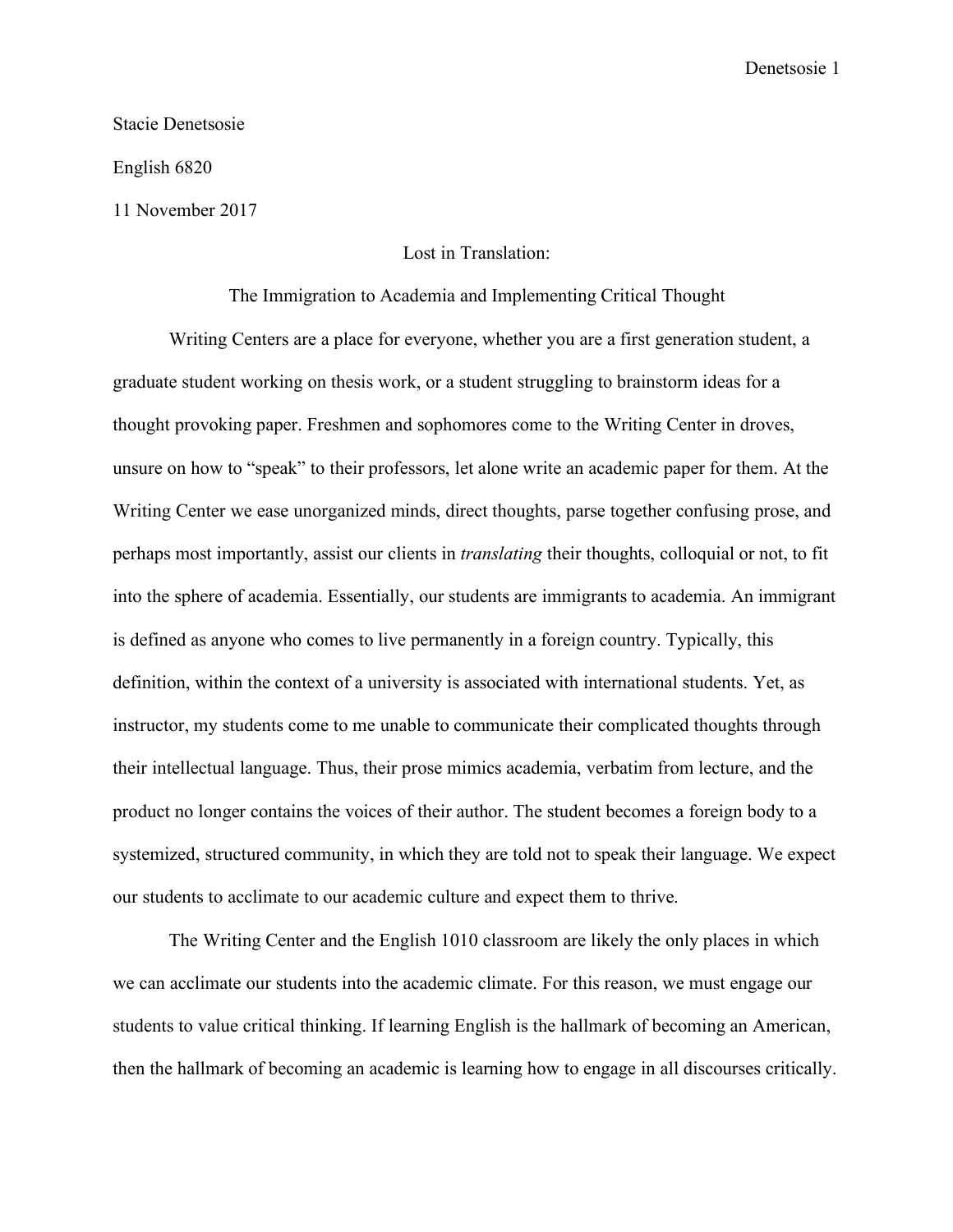Stacie Denetsosie

English 6820

11 November 2017

# Lost in Translation:
## The Immigration to Academia and Implementing Critical Thought

Writing Centers are a place for everyone, whether you are a first generation student, a graduate student working on thesis work, or a student struggling to brainstorm ideas for a thought provoking paper. Freshmen and sophomores come to the Writing Center in droves, unsure on how to "speak" to their professors, let alone write an academic paper for them. At the Writing Center we ease unorganized minds, direct thoughts, parse together confusing prose, and perhaps most importantly, assist our clients in *translating* their thoughts, colloquial or not, to fit into the sphere of academia. Essentially, our students are immigrants to academia. An immigrant is defined as anyone who comes to live permanently in a foreign country. Typically, this definition, within the context of a university is associated with international students. Yet, as instructor, my students come to me unable to communicate their complicated thoughts through their intellectual language. Thus, their prose mimics academia, verbatim from lecture, and the product no longer contains the voices of their author. The student becomes a foreign body to a systemized, structured community, in which they are told not to speak their language. We expect our students to acclimate to our academic culture and expect them to thrive.

The Writing Center and the English 1010 classroom are likely the only places in which we can acclimate our students into the academic climate. For this reason, we must engage our students to value critical thinking. If learning English is the hallmark of becoming an American, then the hallmark of becoming an academic is learning how to engage in all discourses critically.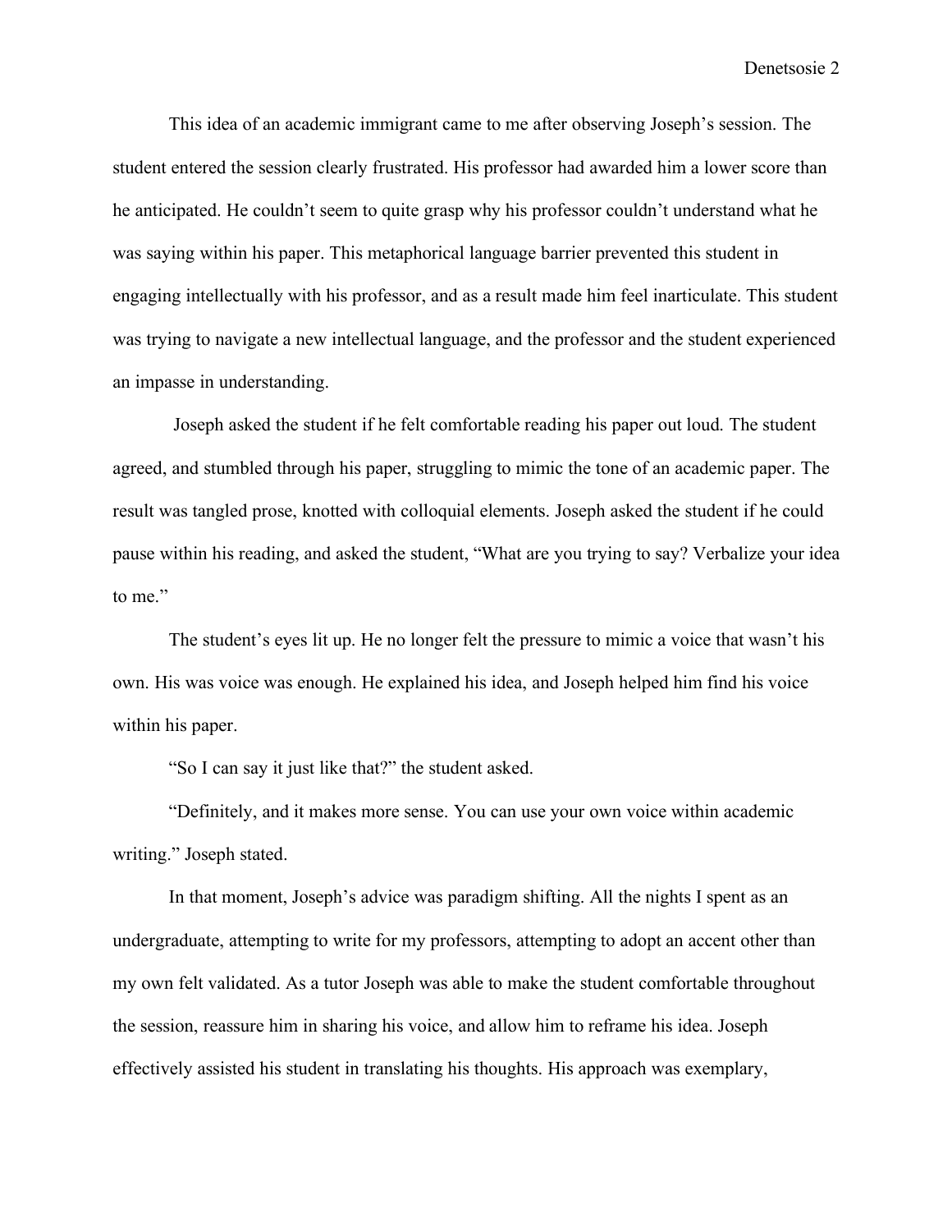This idea of an academic immigrant came to me after observing Joseph's session. The student entered the session clearly frustrated. His professor had awarded him a lower score than he anticipated. He couldn't seem to quite grasp why his professor couldn't understand what he was saying within his paper. This metaphorical language barrier prevented this student in engaging intellectually with his professor, and as a result made him feel inarticulate. This student was trying to navigate a new intellectual language, and the professor and the student experienced an impasse in understanding.

Joseph asked the student if he felt comfortable reading his paper out loud. The student agreed, and stumbled through his paper, struggling to mimic the tone of an academic paper. The result was tangled prose, knotted with colloquial elements. Joseph asked the student if he could pause within his reading, and asked the student, "What are you trying to say? Verbalize your idea to me."

The student's eyes lit up. He no longer felt the pressure to mimic a voice that wasn't his own. His was voice was enough. He explained his idea, and Joseph helped him find his voice within his paper.

"So I can say it just like that?" the student asked.

"Definitely, and it makes more sense. You can use your own voice within academic writing." Joseph stated.

In that moment, Joseph's advice was paradigm shifting. All the nights I spent as an undergraduate, attempting to write for my professors, attempting to adopt an accent other than my own felt validated. As a tutor Joseph was able to make the student comfortable throughout the session, reassure him in sharing his voice, and allow him to reframe his idea. Joseph effectively assisted his student in translating his thoughts. His approach was exemplary,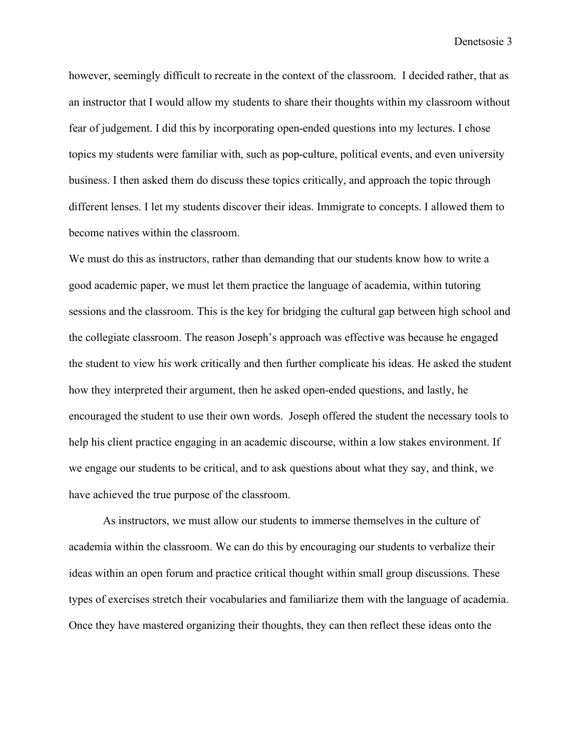however, seemingly difficult to recreate in the context of the classroom. I decided rather, that as an instructor that I would allow my students to share their thoughts within my classroom without fear of judgement. I did this by incorporating open-ended questions into my lectures. I chose topics my students were familiar with, such as pop-culture, political events, and even university business. I then asked them do discuss these topics critically, and approach the topic through different lenses. I let my students discover their ideas. Immigrate to concepts. I allowed them to become natives within the classroom.

We must do this as instructors, rather than demanding that our students know how to write a good academic paper, we must let them practice the language of academia, within tutoring sessions and the classroom. This is the key for bridging the cultural gap between high school and the collegiate classroom. The reason Joseph's approach was effective was because he engaged the student to view his work critically and then further complicate his ideas. He asked the student how they interpreted their argument, then he asked open-ended questions, and lastly, he encouraged the student to use their own words. Joseph offered the student the necessary tools to help his client practice engaging in an academic discourse, within a low stakes environment. If we engage our students to be critical, and to ask questions about what they say, and think, we have achieved the true purpose of the classroom.

As instructors, we must allow our students to immerse themselves in the culture of academia within the classroom. We can do this by encouraging our students to verbalize their ideas within an open forum and practice critical thought within small group discussions. These types of exercises stretch their vocabularies and familiarize them with the language of academia. Once they have mastered organizing their thoughts, they can then reflect these ideas onto the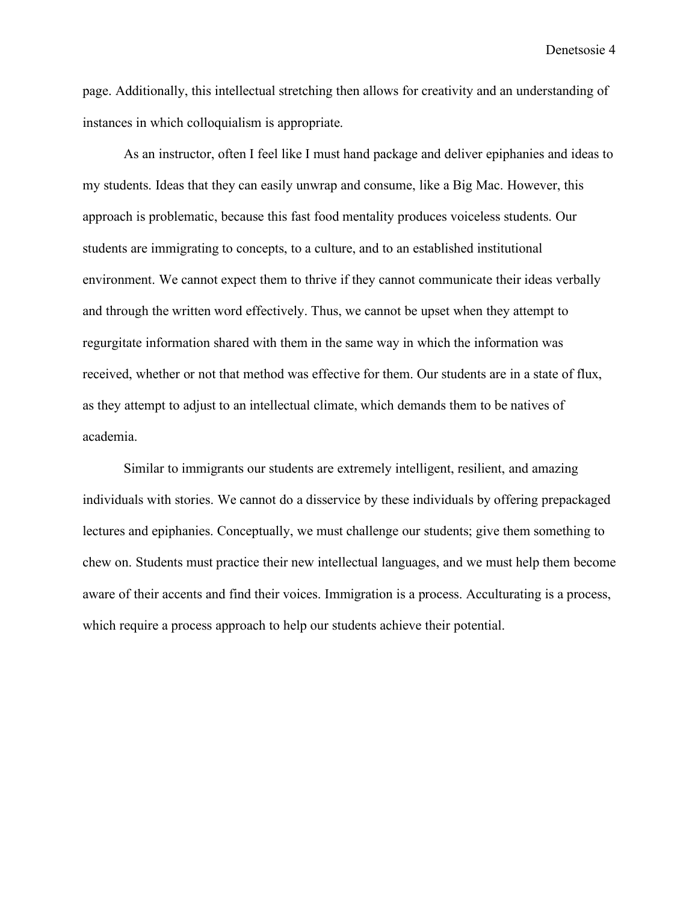page. Additionally, this intellectual stretching then allows for creativity and an understanding of instances in which colloquialism is appropriate.

As an instructor, often I feel like I must hand package and deliver epiphanies and ideas to my students. Ideas that they can easily unwrap and consume, like a Big Mac. However, this approach is problematic, because this fast food mentality produces voiceless students. Our students are immigrating to concepts, to a culture, and to an established institutional environment. We cannot expect them to thrive if they cannot communicate their ideas verbally and through the written word effectively. Thus, we cannot be upset when they attempt to regurgitate information shared with them in the same way in which the information was received, whether or not that method was effective for them. Our students are in a state of flux, as they attempt to adjust to an intellectual climate, which demands them to be natives of academia.

Similar to immigrants our students are extremely intelligent, resilient, and amazing individuals with stories. We cannot do a disservice by these individuals by offering prepackaged lectures and epiphanies. Conceptually, we must challenge our students; give them something to chew on. Students must practice their new intellectual languages, and we must help them become aware of their accents and find their voices. Immigration is a process. Acculturating is a process, which require a process approach to help our students achieve their potential.